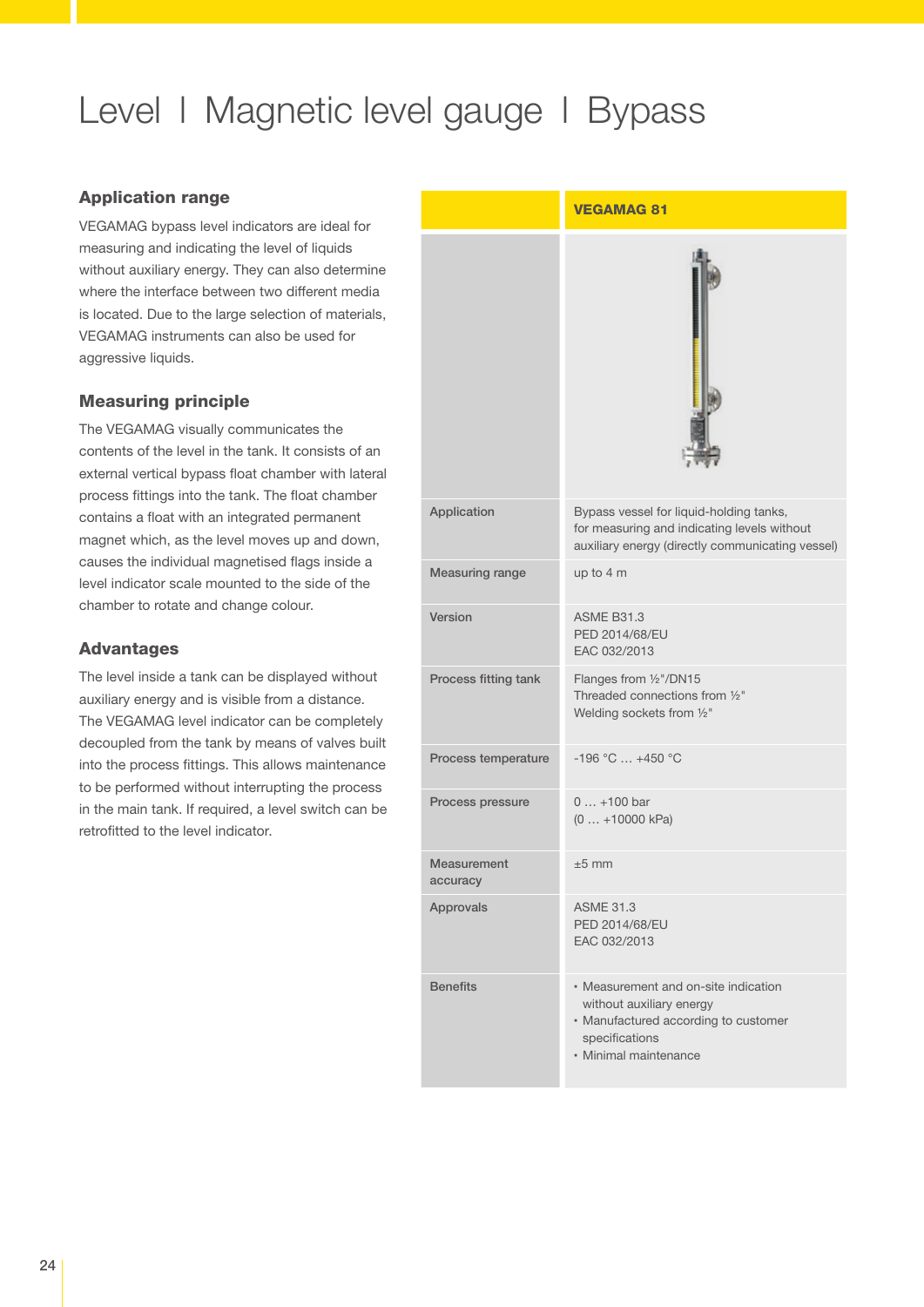# Level | Magnetic level gauge | Bypass

## Application range

VEGAMAG bypass level indicators are ideal for measuring and indicating the level of liquids without auxiliary energy. They can also determine where the interface between two different media is located. Due to the large selection of materials, VEGAMAG instruments can also be used for aggressive liquids.

## Measuring principle

The VEGAMAG visually communicates the contents of the level in the tank. It consists of an external vertical bypass float chamber with lateral process fittings into the tank. The float chamber contains a float with an integrated permanent magnet which, as the level moves up and down, causes the individual magnetised flags inside a level indicator scale mounted to the side of the chamber to rotate and change colour.

## Advantages

The level inside a tank can be displayed without auxiliary energy and is visible from a distance. The VEGAMAG level indicator can be completely decoupled from the tank by means of valves built into the process fittings. This allows maintenance to be performed without interrupting the process in the main tank. If required, a level switch can be retrofitted to the level indicator.

| | VEGAMAG 81 |
|---|---|
| Application | Bypass vessel for liquid-holding tanks, for measuring and indicating levels without auxiliary energy (directly communicating vessel) |
| Measuring range | up to 4 m |
| Version | ASME B31.3<br>PED 2014/68/EU<br>EAC 032/2013 |
| Process fitting tank | Flanges from ½"/DN15<br>Threaded connections from ½"<br>Welding sockets from ½" |
| Process temperature | -196 °C … +450 °C |
| Process pressure | 0 … +100 bar<br>(0 … +10000 kPa) |
| Measurement accuracy | ±5 mm |
| Approvals | ASME 31.3<br>PED 2014/68/EU<br>EAC 032/2013 |
| Benefits | • Measurement and on-site indication without auxiliary energy<br>• Manufactured according to customer specifications<br>• Minimal maintenance |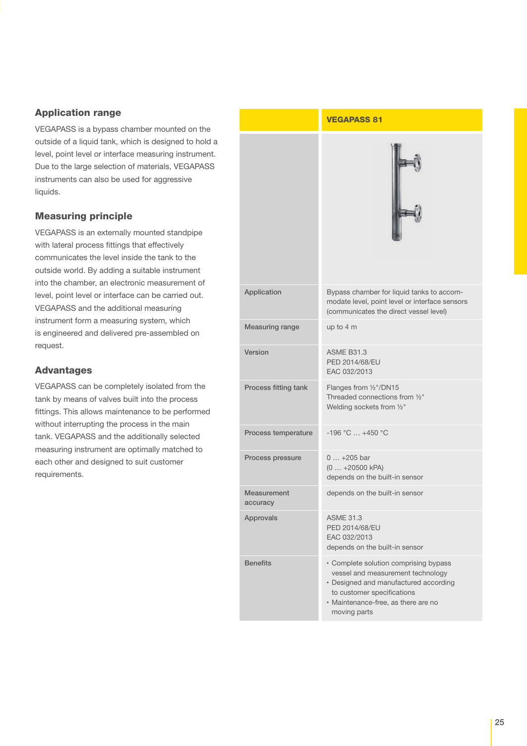## Application range

VEGAPASS is a bypass chamber mounted on the outside of a liquid tank, which is designed to hold a level, point level or interface measuring instrument. Due to the large selection of materials, VEGAPASS instruments can also be used for aggressive liquids.

## Measuring principle

VEGAPASS is an externally mounted standpipe with lateral process fittings that effectively communicates the level inside the tank to the outside world. By adding a suitable instrument into the chamber, an electronic measurement of level, point level or interface can be carried out. VEGAPASS and the additional measuring instrument form a measuring system, which is engineered and delivered pre-assembled on request.

## Advantages

VEGAPASS can be completely isolated from the tank by means of valves built into the process fittings. This allows maintenance to be performed without interrupting the process in the main tank. VEGAPASS and the additionally selected measuring instrument are optimally matched to each other and designed to suit customer requirements.

| | **VEGAPASS 81** |
|---|---|
| Application | Bypass chamber for liquid tanks to accommodate level, point level or interface sensors (communicates the direct vessel level) |
| Measuring range | up to 4 m |
| Version | ASME B31.3<br>PED 2014/68/EU<br>EAC 032/2013 |
| Process fitting tank | Flanges from ½"/DN15<br>Threaded connections from ½"<br>Welding sockets from ½" |
| Process temperature | -196 °C … +450 °C |
| Process pressure | 0 … +205 bar<br>(0 … +20500 kPA)<br>depends on the built-in sensor |
| Measurement accuracy | depends on the built-in sensor |
| Approvals | ASME 31.3<br>PED 2014/68/EU<br>EAC 032/2013<br>depends on the built-in sensor |
| Benefits | • Complete solution comprising bypass vessel and measurement technology<br>• Designed and manufactured according to customer specifications<br>• Maintenance-free, as there are no moving parts |